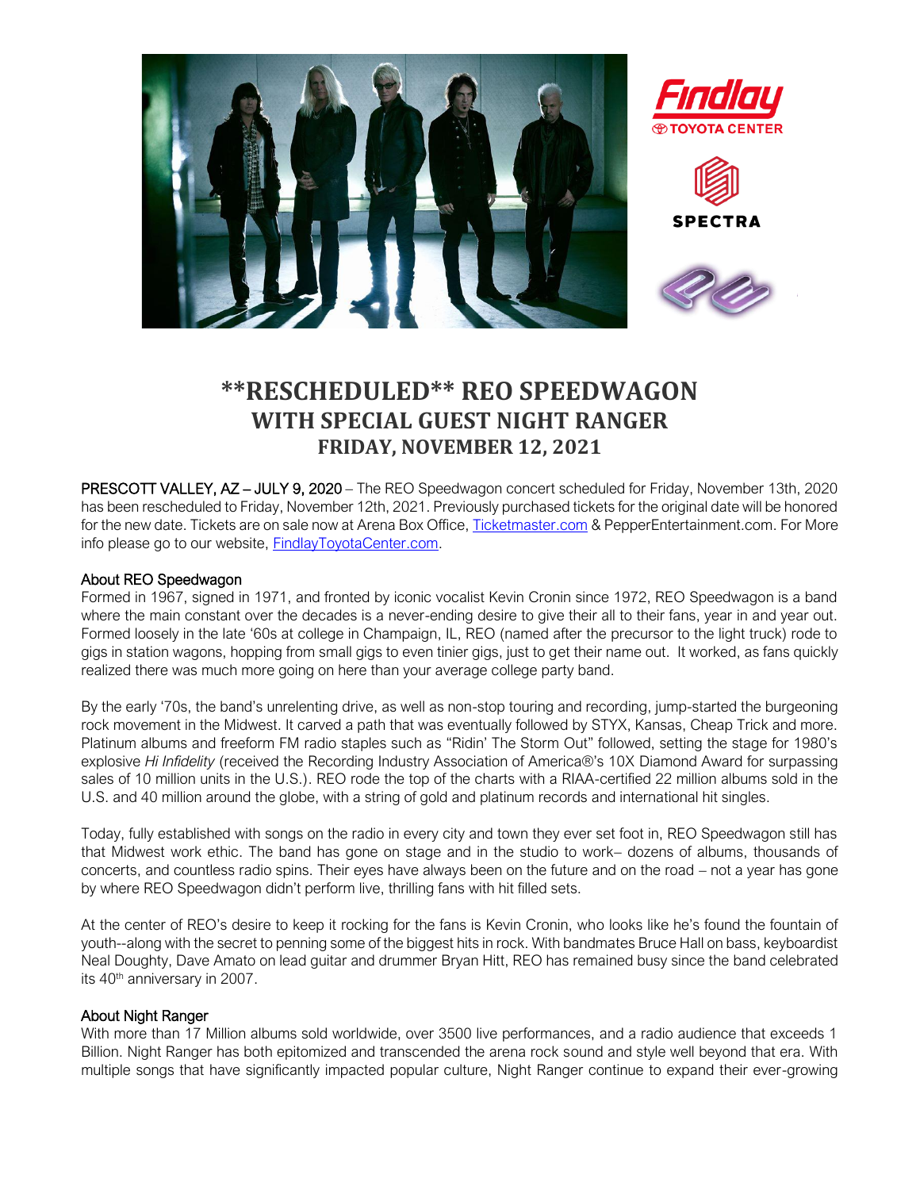# **RESCHEDULED** REO SPEEDWAGON

## WITH SPECIAL GUEST NIGHT RANGER

### FRIDAY, NOVEMBER 12, 2021

PRESCOTT VALLEY, AZ – JULY 9, 2020 – The REO Speedwagon concert scheduled for Friday, November 13th, 2020 has been rescheduled to Friday, November 12th, 2021. Previously purchased tickets for the original date will be honored for the new date. Tickets are on sale now at Arena Box Office, Ticketmaster.com & PepperEntertainment.com. For More info please go to our website, FindlayToyotaCenter.com.

### About REO Speedwagon

Formed in 1967, signed in 1971, and fronted by iconic vocalist Kevin Cronin since 1972, REO Speedwagon is a band where the main constant over the decades is a never-ending desire to give their all to their fans, year in and year out. Formed loosely in the late '60s at college in Champaign, IL, REO (named after the precursor to the light truck) rode to gigs in station wagons, hopping from small gigs to even tinier gigs, just to get their name out. It worked, as fans quickly realized there was much more going on here than your average college party band.

By the early '70s, the band's unrelenting drive, as well as non-stop touring and recording, jump-started the burgeoning rock movement in the Midwest. It carved a path that was eventually followed by STYX, Kansas, Cheap Trick and more. Platinum albums and freeform FM radio staples such as "Ridin' The Storm Out" followed, setting the stage for 1980's explosive *Hi Infidelity* (received the Recording Industry Association of America®'s 10X Diamond Award for surpassing sales of 10 million units in the U.S.). REO rode the top of the charts with a RIAA-certified 22 million albums sold in the U.S. and 40 million around the globe, with a string of gold and platinum records and international hit singles.

Today, fully established with songs on the radio in every city and town they ever set foot in, REO Speedwagon still has that Midwest work ethic. The band has gone on stage and in the studio to work– dozens of albums, thousands of concerts, and countless radio spins. Their eyes have always been on the future and on the road – not a year has gone by where REO Speedwagon didn't perform live, thrilling fans with hit filled sets.

At the center of REO's desire to keep it rocking for the fans is Kevin Cronin, who looks like he's found the fountain of youth--along with the secret to penning some of the biggest hits in rock. With bandmates Bruce Hall on bass, keyboardist Neal Doughty, Dave Amato on lead guitar and drummer Bryan Hitt, REO has remained busy since the band celebrated its 40th anniversary in 2007.

### About Night Ranger

With more than 17 Million albums sold worldwide, over 3500 live performances, and a radio audience that exceeds 1 Billion. Night Ranger has both epitomized and transcended the arena rock sound and style well beyond that era. With multiple songs that have significantly impacted popular culture, Night Ranger continue to expand their ever-growing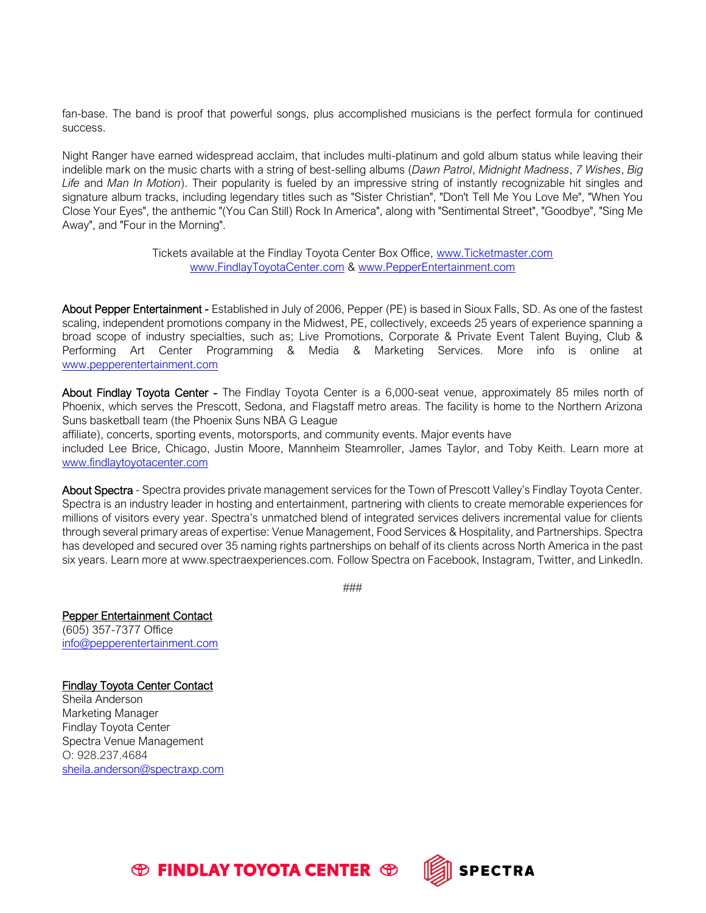fan-base. The band is proof that powerful songs, plus accomplished musicians is the perfect formula for continued success.

Night Ranger have earned widespread acclaim, that includes multi-platinum and gold album status while leaving their indelible mark on the music charts with a string of best-selling albums (*Dawn Patrol*, *Midnight Madness*, *7 Wishes*, *Big Life* and *Man In Motion*). Their popularity is fueled by an impressive string of instantly recognizable hit singles and signature album tracks, including legendary titles such as "Sister Christian", "Don't Tell Me You Love Me", "When You Close Your Eyes", the anthemic "(You Can Still) Rock In America", along with "Sentimental Street", "Goodbye", "Sing Me Away", and "Four in the Morning".

Tickets available at the Findlay Toyota Center Box Office, [www.Ticketmaster.com](http://www.Ticketmaster.com)
[www.FindlayToyotaCenter.com](http://www.FindlayToyotaCenter.com) & [www.PepperEntertainment.com](http://www.PepperEntertainment.com)

**About Pepper Entertainment -** Established in July of 2006, Pepper (PE) is based in Sioux Falls, SD. As one of the fastest scaling, independent promotions company in the Midwest, PE, collectively, exceeds 25 years of experience spanning a broad scope of industry specialties, such as; Live Promotions, Corporate & Private Event Talent Buying, Club & Performing Art Center Programming & Media & Marketing Services. More info is online at [www.pepperentertainment.com](http://www.pepperentertainment.com)

**About Findlay Toyota Center -** The Findlay Toyota Center is a 6,000-seat venue, approximately 85 miles north of Phoenix, which serves the Prescott, Sedona, and Flagstaff metro areas. The facility is home to the Northern Arizona Suns basketball team (the Phoenix Suns NBA G League affiliate), concerts, sporting events, motorsports, and community events. Major events have included Lee Brice, Chicago, Justin Moore, Mannheim Steamroller, James Taylor, and Toby Keith. Learn more at [www.findlaytoyotacenter.com](http://www.findlaytoyotacenter.com)

**About Spectra** - Spectra provides private management services for the Town of Prescott Valley's Findlay Toyota Center. Spectra is an industry leader in hosting and entertainment, partnering with clients to create memorable experiences for millions of visitors every year. Spectra's unmatched blend of integrated services delivers incremental value for clients through several primary areas of expertise: Venue Management, Food Services & Hospitality, and Partnerships. Spectra has developed and secured over 35 naming rights partnerships on behalf of its clients across North America in the past six years. Learn more at www.spectraexperiences.com. Follow Spectra on Facebook, Instagram, Twitter, and LinkedIn.

###

Pepper Entertainment Contact
(605) 357-7377 Office
[info@pepperentertainment.com](mailto:info@pepperentertainment.com)

Findlay Toyota Center Contact
Sheila Anderson
Marketing Manager
Findlay Toyota Center
Spectra Venue Management
O: 928.237.4684
[sheila.anderson@spectraxp.com](mailto:sheila.anderson@spectraxp.com)

FINDLAY TOYOTA CENTER SPECTRA